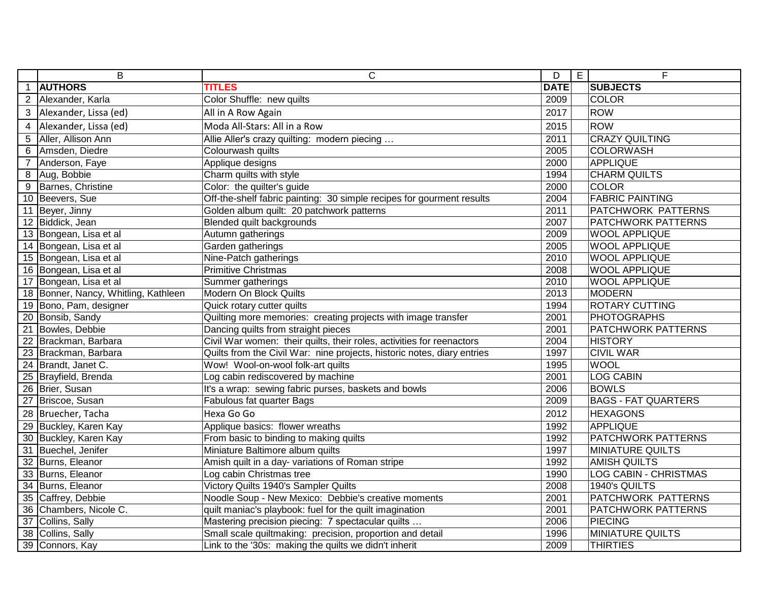| | B | C | D | E | F |
|---|---|---|---|---|---|
| 1 | **AUTHORS** | **TITLES** | **DATE** | | **SUBJECTS** |
| 2 | Alexander, Karla | Color Shuffle: new quilts | 2009 | | COLOR |
| 3 | Alexander, Lissa (ed) | All in A Row Again | 2017 | | ROW |
| 4 | Alexander, Lissa (ed) | Moda All-Stars: All in a Row | 2015 | | ROW |
| 5 | Aller, Allison Ann | Allie Aller's crazy quilting: modern piecing … | 2011 | | CRAZY QUILTING |
| 6 | Amsden, Diedre | Colourwash quilts | 2005 | | COLORWASH |
| 7 | Anderson, Faye | Applique designs | 2000 | | APPLIQUE |
| 8 | Aug, Bobbie | Charm quilts with style | 1994 | | CHARM QUILTS |
| 9 | Barnes, Christine | Color: the quilter's guide | 2000 | | COLOR |
| 10 | Beevers, Sue | Off-the-shelf fabric painting: 30 simple recipes for gourment results | 2004 | | FABRIC PAINTING |
| 11 | Beyer, Jinny | Golden album quilt: 20 patchwork patterns | 2011 | | PATCHWORK PATTERNS |
| 12 | Biddick, Jean | Blended quilt backgrounds | 2007 | | PATCHWORK PATTERNS |
| 13 | Bongean, Lisa et al | Autumn gatherings | 2009 | | WOOL APPLIQUE |
| 14 | Bongean, Lisa et al | Garden gatherings | 2005 | | WOOL APPLIQUE |
| 15 | Bongean, Lisa et al | Nine-Patch gatherings | 2010 | | WOOL APPLIQUE |
| 16 | Bongean, Lisa et al | Primitive Christmas | 2008 | | WOOL APPLIQUE |
| 17 | Bongean, Lisa et al | Summer gatherings | 2010 | | WOOL APPLIQUE |
| 18 | Bonner, Nancy, Whitling, Kathleen | Modern On Block Quilts | 2013 | | MODERN |
| 19 | Bono, Pam, designer | Quick rotary cutter quilts | 1994 | | ROTARY CUTTING |
| 20 | Bonsib, Sandy | Quilting more memories: creating projects with image transfer | 2001 | | PHOTOGRAPHS |
| 21 | Bowles, Debbie | Dancing quilts from straight pieces | 2001 | | PATCHWORK PATTERNS |
| 22 | Brackman, Barbara | Civil War women: their quilts, their roles, activities for reenactors | 2004 | | HISTORY |
| 23 | Brackman, Barbara | Quilts from the Civil War: nine projects, historic notes, diary entries | 1997 | | CIVIL WAR |
| 24 | Brandt, Janet C. | Wow! Wool-on-wool folk-art quilts | 1995 | | WOOL |
| 25 | Brayfield, Brenda | Log cabin rediscovered by machine | 2001 | | LOG CABIN |
| 26 | Brier, Susan | It's a wrap: sewing fabric purses, baskets and bowls | 2006 | | BOWLS |
| 27 | Briscoe, Susan | Fabulous fat quarter Bags | 2009 | | BAGS - FAT QUARTERS |
| 28 | Bruecher, Tacha | Hexa Go Go | 2012 | | HEXAGONS |
| 29 | Buckley, Karen Kay | Applique basics: flower wreaths | 1992 | | APPLIQUE |
| 30 | Buckley, Karen Kay | From basic to binding to making quilts | 1992 | | PATCHWORK PATTERNS |
| 31 | Buechel, Jenifer | Miniature Baltimore album quilts | 1997 | | MINIATURE QUILTS |
| 32 | Burns, Eleanor | Amish quilt in a day- variations of Roman stripe | 1992 | | AMISH QUILTS |
| 33 | Burns, Eleanor | Log cabin Christmas tree | 1990 | | LOG CABIN - CHRISTMAS |
| 34 | Burns, Eleanor | Victory Quilts 1940's Sampler Quilts | 2008 | | 1940's QUILTS |
| 35 | Caffrey, Debbie | Noodle Soup - New Mexico: Debbie's creative moments | 2001 | | PATCHWORK PATTERNS |
| 36 | Chambers, Nicole C. | quilt maniac's playbook: fuel for the quilt imagination | 2001 | | PATCHWORK PATTERNS |
| 37 | Collins, Sally | Mastering precision piecing: 7 spectacular quilts … | 2006 | | PIECING |
| 38 | Collins, Sally | Small scale quiltmaking: precision, proportion and detail | 1996 | | MINIATURE QUILTS |
| 39 | Connors, Kay | Link to the '30s: making the quilts we didn't inherit | 2009 | | THIRTIES |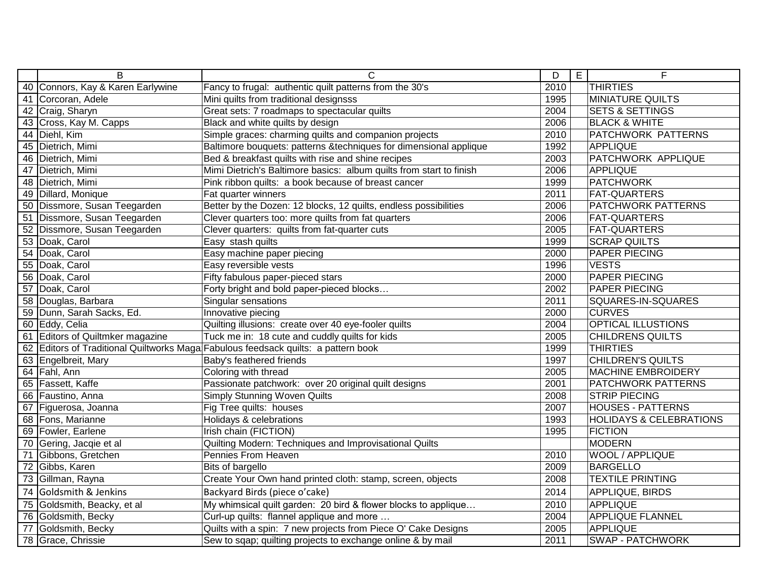| | B | C | D | E | F |
|---|---|---|---|---|---|
| 40 | Connors, Kay & Karen Earlywine | Fancy to frugal: authentic quilt patterns from the 30's | 2010 | | THIRTIES |
| 41 | Corcoran, Adele | Mini quilts from traditional designsss | 1995 | | MINIATURE QUILTS |
| 42 | Craig, Sharyn | Great sets: 7 roadmaps to spectacular quilts | 2004 | | SETS & SETTINGS |
| 43 | Cross, Kay M. Capps | Black and white quilts by design | 2006 | | BLACK & WHITE |
| 44 | Diehl, Kim | Simple graces: charming quilts and companion projects | 2010 | | PATCHWORK PATTERNS |
| 45 | Dietrich, Mimi | Baltimore bouquets: patterns &techniques for dimensional applique | 1992 | | APPLIQUE |
| 46 | Dietrich, Mimi | Bed & breakfast quilts with rise and shine recipes | 2003 | | PATCHWORK APPLIQUE |
| 47 | Dietrich, Mimi | Mimi Dietrich's Baltimore basics: album quilts from start to finish | 2006 | | APPLIQUE |
| 48 | Dietrich, Mimi | Pink ribbon quilts: a book because of breast cancer | 1999 | | PATCHWORK |
| 49 | Dillard, Monique | Fat quarter winners | 2011 | | FAT-QUARTERS |
| 50 | Dissmore, Susan Teegarden | Better by the Dozen: 12 blocks, 12 quilts, endless possibilities | 2006 | | PATCHWORK PATTERNS |
| 51 | Dissmore, Susan Teegarden | Clever quarters too: more quilts from fat quarters | 2006 | | FAT-QUARTERS |
| 52 | Dissmore, Susan Teegarden | Clever quarters: quilts from fat-quarter cuts | 2005 | | FAT-QUARTERS |
| 53 | Doak, Carol | Easy stash quilts | 1999 | | SCRAP QUILTS |
| 54 | Doak, Carol | Easy machine paper piecing | 2000 | | PAPER PIECING |
| 55 | Doak, Carol | Easy reversible vests | 1996 | | VESTS |
| 56 | Doak, Carol | Fifty fabulous paper-pieced stars | 2000 | | PAPER PIECING |
| 57 | Doak, Carol | Forty bright and bold paper-pieced blocks… | 2002 | | PAPER PIECING |
| 58 | Douglas, Barbara | Singular sensations | 2011 | | SQUARES-IN-SQUARES |
| 59 | Dunn, Sarah Sacks, Ed. | Innovative piecing | 2000 | | CURVES |
| 60 | Eddy, Celia | Quilting illusions: create over 40 eye-fooler quilts | 2004 | | OPTICAL ILLUSTIONS |
| 61 | Editors of Quiltmker magazine | Tuck me in: 18 cute and cuddly quilts for kids | 2005 | | CHILDRENS QUILTS |
| 62 | Editors of Traditional Quiltworks Maga | Fabulous feedsack quilts: a pattern book | 1999 | | THIRTIES |
| 63 | Engelbreit, Mary | Baby's feathered friends | 1997 | | CHILDREN'S QUILTS |
| 64 | Fahl, Ann | Coloring with thread | 2005 | | MACHINE EMBROIDERY |
| 65 | Fassett, Kaffe | Passionate patchwork: over 20 original quilt designs | 2001 | | PATCHWORK PATTERNS |
| 66 | Faustino, Anna | Simply Stunning Woven Quilts | 2008 | | STRIP PIECING |
| 67 | Figuerosa, Joanna | Fig Tree quilts: houses | 2007 | | HOUSES - PATTERNS |
| 68 | Fons, Marianne | Holidays & celebrations | 1993 | | HOLIDAYS & CELEBRATIONS |
| 69 | Fowler, Earlene | Irish chain (FICTION) | 1995 | | FICTION |
| 70 | Gering, Jacqie et al | Quilting Modern: Techniques and Improvisational Quilts | | | MODERN |
| 71 | Gibbons, Gretchen | Pennies From Heaven | 2010 | | WOOL / APPLIQUE |
| 72 | Gibbs, Karen | Bits of bargello | 2009 | | BARGELLO |
| 73 | Gillman, Rayna | Create Your Own hand printed cloth: stamp, screen, objects | 2008 | | TEXTILE PRINTING |
| 74 | Goldsmith & Jenkins | Backyard Birds (piece o'cake) | 2014 | | APPLIQUE, BIRDS |
| 75 | Goldsmith, Beacky, et al | My whimsical quilt garden: 20 bird & flower blocks to applique… | 2010 | | APPLIQUE |
| 76 | Goldsmith, Becky | Curl-up quilts: flannel applique and more … | 2004 | | APPLIQUE FLANNEL |
| 77 | Goldsmith, Becky | Quilts with a spin: 7 new projects from Piece O' Cake Designs | 2005 | | APPLIQUE |
| 78 | Grace, Chrissie | Sew to sqap; quilting projects to exchange online & by mail | 2011 | | SWAP - PATCHWORK |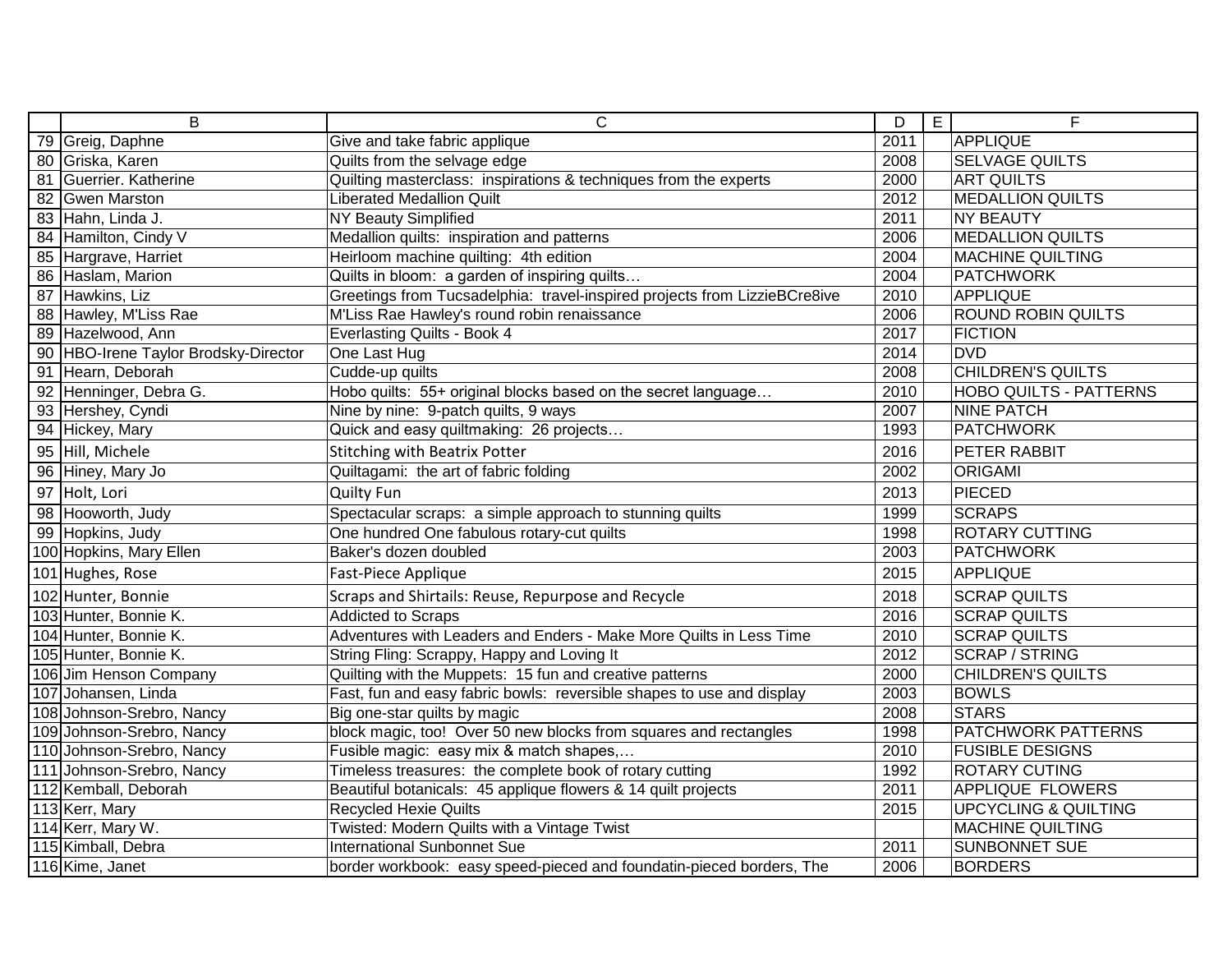| | B | C | D | E | F |
|---|---|---|---|---|---|
| 79 | Greig, Daphne | Give and take fabric applique | 2011 | | APPLIQUE |
| 80 | Griska, Karen | Quilts from the selvage edge | 2008 | | SELVAGE QUILTS |
| 81 | Guerrier. Katherine | Quilting masterclass: inspirations & techniques from the experts | 2000 | | ART QUILTS |
| 82 | Gwen Marston | Liberated Medallion Quilt | 2012 | | MEDALLION QUILTS |
| 83 | Hahn, Linda J. | NY Beauty Simplified | 2011 | | NY BEAUTY |
| 84 | Hamilton, Cindy V | Medallion quilts: inspiration and patterns | 2006 | | MEDALLION QUILTS |
| 85 | Hargrave, Harriet | Heirloom machine quilting: 4th edition | 2004 | | MACHINE QUILTING |
| 86 | Haslam, Marion | Quilts in bloom: a garden of inspiring quilts… | 2004 | | PATCHWORK |
| 87 | Hawkins, Liz | Greetings from Tucsadelphia: travel-inspired projects from LizzieBCre8ive | 2010 | | APPLIQUE |
| 88 | Hawley, M'Liss Rae | M'Liss Rae Hawley's round robin renaissance | 2006 | | ROUND ROBIN QUILTS |
| 89 | Hazelwood, Ann | Everlasting Quilts - Book 4 | 2017 | | FICTION |
| 90 | HBO-Irene Taylor Brodsky-Director | One Last Hug | 2014 | | DVD |
| 91 | Hearn, Deborah | Cudde-up quilts | 2008 | | CHILDREN'S QUILTS |
| 92 | Henninger, Debra G. | Hobo quilts: 55+ original blocks based on the secret language… | 2010 | | HOBO QUILTS - PATTERNS |
| 93 | Hershey, Cyndi | Nine by nine: 9-patch quilts, 9 ways | 2007 | | NINE PATCH |
| 94 | Hickey, Mary | Quick and easy quiltmaking: 26 projects… | 1993 | | PATCHWORK |
| 95 | Hill, Michele | Stitching with Beatrix Potter | 2016 | | PETER RABBIT |
| 96 | Hiney, Mary Jo | Quiltagami: the art of fabric folding | 2002 | | ORIGAMI |
| 97 | Holt, Lori | Quilty Fun | 2013 | | PIECED |
| 98 | Hooworth, Judy | Spectacular scraps: a simple approach to stunning quilts | 1999 | | SCRAPS |
| 99 | Hopkins, Judy | One hundred One fabulous rotary-cut quilts | 1998 | | ROTARY CUTTING |
| 100 | Hopkins, Mary Ellen | Baker's dozen doubled | 2003 | | PATCHWORK |
| 101 | Hughes, Rose | Fast-Piece Applique | 2015 | | APPLIQUE |
| 102 | Hunter, Bonnie | Scraps and Shirtails: Reuse, Repurpose and Recycle | 2018 | | SCRAP QUILTS |
| 103 | Hunter, Bonnie K. | Addicted to Scraps | 2016 | | SCRAP QUILTS |
| 104 | Hunter, Bonnie K. | Adventures with Leaders and Enders - Make More Quilts in Less Time | 2010 | | SCRAP QUILTS |
| 105 | Hunter, Bonnie K. | String Fling: Scrappy, Happy and Loving It | 2012 | | SCRAP / STRING |
| 106 | Jim Henson Company | Quilting with the Muppets: 15 fun and creative patterns | 2000 | | CHILDREN'S QUILTS |
| 107 | Johansen, Linda | Fast, fun and easy fabric bowls: reversible shapes to use and display | 2003 | | BOWLS |
| 108 | Johnson-Srebro, Nancy | Big one-star quilts by magic | 2008 | | STARS |
| 109 | Johnson-Srebro, Nancy | block magic, too! Over 50 new blocks from squares and rectangles | 1998 | | PATCHWORK PATTERNS |
| 110 | Johnson-Srebro, Nancy | Fusible magic: easy mix & match shapes,… | 2010 | | FUSIBLE DESIGNS |
| 111 | Johnson-Srebro, Nancy | Timeless treasures: the complete book of rotary cutting | 1992 | | ROTARY CUTING |
| 112 | Kemball, Deborah | Beautiful botanicals: 45 applique flowers & 14 quilt projects | 2011 | | APPLIQUE FLOWERS |
| 113 | Kerr, Mary | Recycled Hexie Quilts | 2015 | | UPCYCLING & QUILTING |
| 114 | Kerr, Mary W. | Twisted: Modern Quilts with a Vintage Twist | | | MACHINE QUILTING |
| 115 | Kimball, Debra | International Sunbonnet Sue | 2011 | | SUNBONNET SUE |
| 116 | Kime, Janet | border workbook: easy speed-pieced and foundatin-pieced borders, The | 2006 | | BORDERS |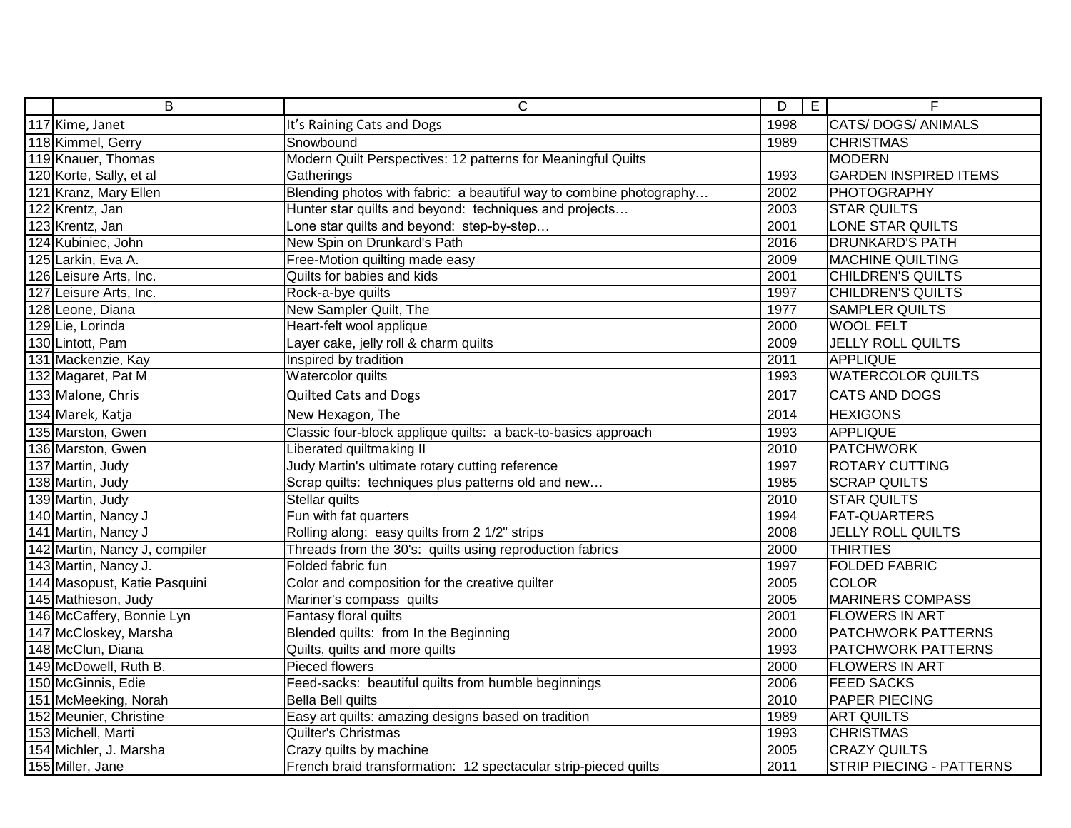| | B | C | D | E | F |
|---|---|---|---|---|---|
| 117 | Kime, Janet | It's Raining Cats and Dogs | 1998 | | CATS/ DOGS/ ANIMALS |
| 118 | Kimmel, Gerry | Snowbound | 1989 | | CHRISTMAS |
| 119 | Knauer, Thomas | Modern Quilt Perspectives: 12 patterns for Meaningful Quilts | | | MODERN |
| 120 | Korte, Sally, et al | Gatherings | 1993 | | GARDEN INSPIRED ITEMS |
| 121 | Kranz, Mary Ellen | Blending photos with fabric: a beautiful way to combine photography… | 2002 | | PHOTOGRAPHY |
| 122 | Krentz, Jan | Hunter star quilts and beyond: techniques and projects… | 2003 | | STAR QUILTS |
| 123 | Krentz, Jan | Lone star quilts and beyond: step-by-step… | 2001 | | LONE STAR QUILTS |
| 124 | Kubiniec, John | New Spin on Drunkard's Path | 2016 | | DRUNKARD'S PATH |
| 125 | Larkin, Eva A. | Free-Motion quilting made easy | 2009 | | MACHINE QUILTING |
| 126 | Leisure Arts, Inc. | Quilts for babies and kids | 2001 | | CHILDREN'S QUILTS |
| 127 | Leisure Arts, Inc. | Rock-a-bye quilts | 1997 | | CHILDREN'S QUILTS |
| 128 | Leone, Diana | New Sampler Quilt, The | 1977 | | SAMPLER QUILTS |
| 129 | Lie, Lorinda | Heart-felt wool applique | 2000 | | WOOL FELT |
| 130 | Lintott, Pam | Layer cake, jelly roll & charm quilts | 2009 | | JELLY ROLL QUILTS |
| 131 | Mackenzie, Kay | Inspired by tradition | 2011 | | APPLIQUE |
| 132 | Magaret, Pat M | Watercolor quilts | 1993 | | WATERCOLOR QUILTS |
| 133 | Malone, Chris | Quilted Cats and Dogs | 2017 | | CATS AND DOGS |
| 134 | Marek, Katja | New Hexagon, The | 2014 | | HEXIGONS |
| 135 | Marston, Gwen | Classic four-block applique quilts: a back-to-basics approach | 1993 | | APPLIQUE |
| 136 | Marston, Gwen | Liberated quiltmaking II | 2010 | | PATCHWORK |
| 137 | Martin, Judy | Judy Martin's ultimate rotary cutting reference | 1997 | | ROTARY CUTTING |
| 138 | Martin, Judy | Scrap quilts: techniques plus patterns old and new… | 1985 | | SCRAP QUILTS |
| 139 | Martin, Judy | Stellar quilts | 2010 | | STAR QUILTS |
| 140 | Martin, Nancy J | Fun with fat quarters | 1994 | | FAT-QUARTERS |
| 141 | Martin, Nancy J | Rolling along: easy quilts from 2 1/2" strips | 2008 | | JELLY ROLL QUILTS |
| 142 | Martin, Nancy J, compiler | Threads from the 30's: quilts using reproduction fabrics | 2000 | | THIRTIES |
| 143 | Martin, Nancy J. | Folded fabric fun | 1997 | | FOLDED FABRIC |
| 144 | Masopust, Katie Pasquini | Color and composition for the creative quilter | 2005 | | COLOR |
| 145 | Mathieson, Judy | Mariner's compass quilts | 2005 | | MARINERS COMPASS |
| 146 | McCaffery, Bonnie Lyn | Fantasy floral quilts | 2001 | | FLOWERS IN ART |
| 147 | McCloskey, Marsha | Blended quilts: from In the Beginning | 2000 | | PATCHWORK PATTERNS |
| 148 | McClun, Diana | Quilts, quilts and more quilts | 1993 | | PATCHWORK PATTERNS |
| 149 | McDowell, Ruth B. | Pieced flowers | 2000 | | FLOWERS IN ART |
| 150 | McGinnis, Edie | Feed-sacks: beautiful quilts from humble beginnings | 2006 | | FEED SACKS |
| 151 | McMeeking, Norah | Bella Bell quilts | 2010 | | PAPER PIECING |
| 152 | Meunier, Christine | Easy art quilts: amazing designs based on tradition | 1989 | | ART QUILTS |
| 153 | Michell, Marti | Quilter's Christmas | 1993 | | CHRISTMAS |
| 154 | Michler, J. Marsha | Crazy quilts by machine | 2005 | | CRAZY QUILTS |
| 155 | Miller, Jane | French braid transformation: 12 spectacular strip-pieced quilts | 2011 | | STRIP PIECING - PATTERNS |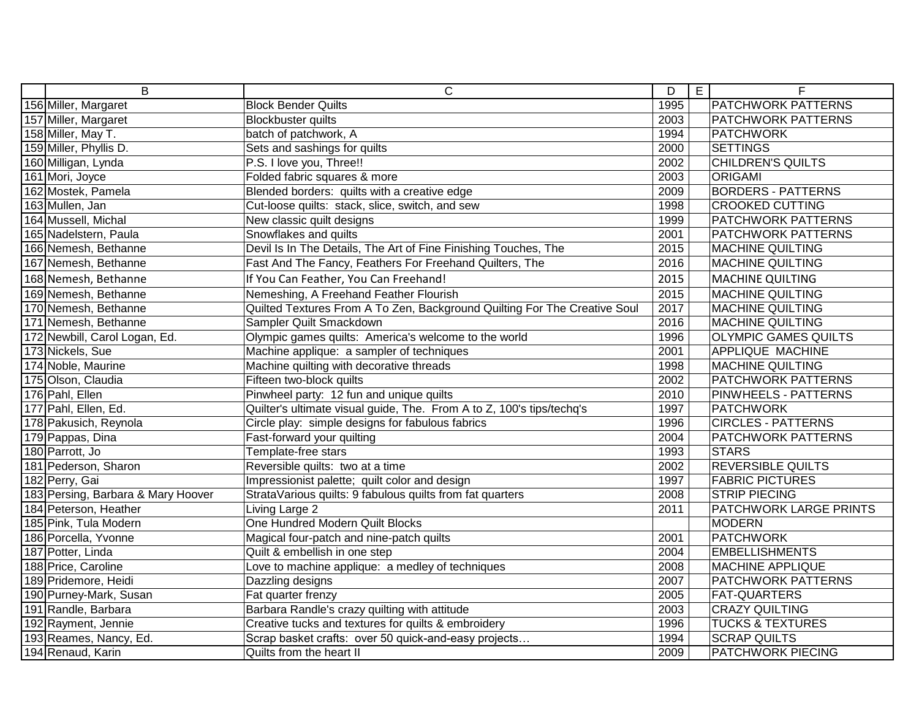| | B | C | D | E | F |
|---|---|---|---|---|---|
| 156 | Miller, Margaret | Block Bender Quilts | 1995 | | PATCHWORK PATTERNS |
| 157 | Miller, Margaret | Blockbuster quilts | 2003 | | PATCHWORK PATTERNS |
| 158 | Miller, May T. | batch of patchwork, A | 1994 | | PATCHWORK |
| 159 | Miller, Phyllis D. | Sets and sashings for quilts | 2000 | | SETTINGS |
| 160 | Milligan, Lynda | P.S. I love you, Three!! | 2002 | | CHILDREN'S QUILTS |
| 161 | Mori, Joyce | Folded fabric squares & more | 2003 | | ORIGAMI |
| 162 | Mostek, Pamela | Blended borders: quilts with a creative edge | 2009 | | BORDERS - PATTERNS |
| 163 | Mullen, Jan | Cut-loose quilts: stack, slice, switch, and sew | 1998 | | CROOKED CUTTING |
| 164 | Mussell, Michal | New classic quilt designs | 1999 | | PATCHWORK PATTERNS |
| 165 | Nadelstern, Paula | Snowflakes and quilts | 2001 | | PATCHWORK PATTERNS |
| 166 | Nemesh, Bethanne | Devil Is In The Details, The Art of Fine Finishing Touches, The | 2015 | | MACHINE QUILTING |
| 167 | Nemesh, Bethanne | Fast And The Fancy, Feathers For Freehand Quilters, The | 2016 | | MACHINE QUILTING |
| 168 | Nemesh, Bethanne | If You Can Feather, You Can Freehand! | 2015 | | MACHINE QUILTING |
| 169 | Nemesh, Bethanne | Nemeshing, A Freehand Feather Flourish | 2015 | | MACHINE QUILTING |
| 170 | Nemesh, Bethanne | Quilted Textures From A To Zen, Background Quilting For The Creative Soul | 2017 | | MACHINE QUILTING |
| 171 | Nemesh, Bethanne | Sampler Quilt Smackdown | 2016 | | MACHINE QUILTING |
| 172 | Newbill, Carol Logan, Ed. | Olympic games quilts: America's welcome to the world | 1996 | | OLYMPIC GAMES QUILTS |
| 173 | Nickels, Sue | Machine applique: a sampler of techniques | 2001 | | APPLIQUE MACHINE |
| 174 | Noble, Maurine | Machine quilting with decorative threads | 1998 | | MACHINE QUILTING |
| 175 | Olson, Claudia | Fifteen two-block quilts | 2002 | | PATCHWORK PATTERNS |
| 176 | Pahl, Ellen | Pinwheel party: 12 fun and unique quilts | 2010 | | PINWHEELS - PATTERNS |
| 177 | Pahl, Ellen, Ed. | Quilter's ultimate visual guide, The. From A to Z, 100's tips/techq's | 1997 | | PATCHWORK |
| 178 | Pakusich, Reynola | Circle play: simple designs for fabulous fabrics | 1996 | | CIRCLES - PATTERNS |
| 179 | Pappas, Dina | Fast-forward your quilting | 2004 | | PATCHWORK PATTERNS |
| 180 | Parrott, Jo | Template-free stars | 1993 | | STARS |
| 181 | Pederson, Sharon | Reversible quilts: two at a time | 2002 | | REVERSIBLE QUILTS |
| 182 | Perry, Gai | Impressionist palette; quilt color and design | 1997 | | FABRIC PICTURES |
| 183 | Persing, Barbara & Mary Hoover | StrataVarious quilts: 9 fabulous quilts from fat quarters | 2008 | | STRIP PIECING |
| 184 | Peterson, Heather | Living Large 2 | 2011 | | PATCHWORK LARGE PRINTS |
| 185 | Pink, Tula Modern | One Hundred Modern Quilt Blocks | | | MODERN |
| 186 | Porcella, Yvonne | Magical four-patch and nine-patch quilts | 2001 | | PATCHWORK |
| 187 | Potter, Linda | Quilt & embellish in one step | 2004 | | EMBELLISHMENTS |
| 188 | Price, Caroline | Love to machine applique: a medley of techniques | 2008 | | MACHINE APPLIQUE |
| 189 | Pridemore, Heidi | Dazzling designs | 2007 | | PATCHWORK PATTERNS |
| 190 | Purney-Mark, Susan | Fat quarter frenzy | 2005 | | FAT-QUARTERS |
| 191 | Randle, Barbara | Barbara Randle's crazy quilting with attitude | 2003 | | CRAZY QUILTING |
| 192 | Rayment, Jennie | Creative tucks and textures for quilts & embroidery | 1996 | | TUCKS & TEXTURES |
| 193 | Reames, Nancy, Ed. | Scrap basket crafts: over 50 quick-and-easy projects… | 1994 | | SCRAP QUILTS |
| 194 | Renaud, Karin | Quilts from the heart II | 2009 | | PATCHWORK PIECING |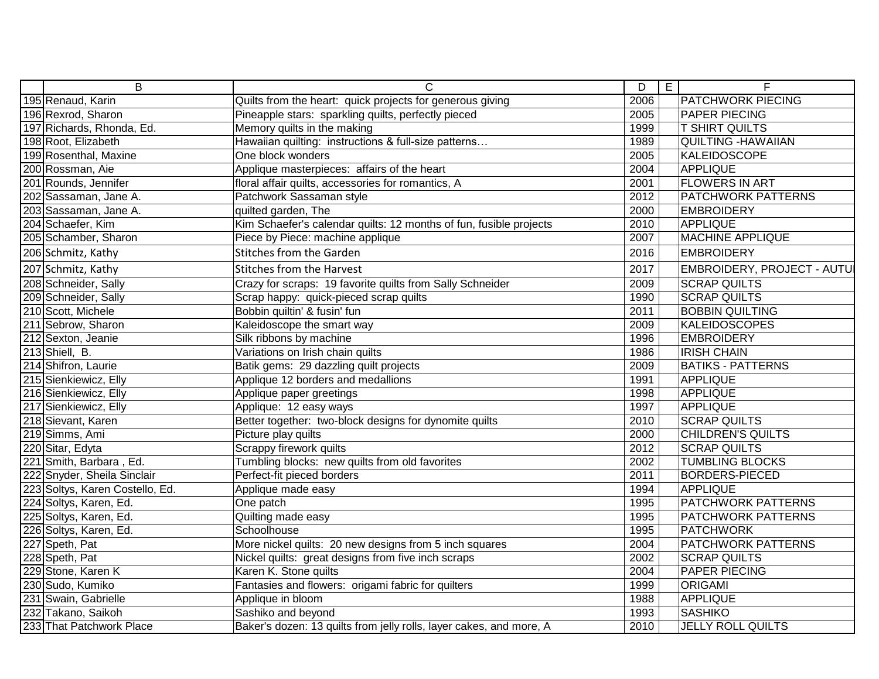| | B | C | D | E | F |
|---|---|---|---|---|---|
| 195 | Renaud, Karin | Quilts from the heart: quick projects for generous giving | 2006 | | PATCHWORK PIECING |
| 196 | Rexrod, Sharon | Pineapple stars: sparkling quilts, perfectly pieced | 2005 | | PAPER PIECING |
| 197 | Richards, Rhonda, Ed. | Memory quilts in the making | 1999 | | T SHIRT QUILTS |
| 198 | Root, Elizabeth | Hawaiian quilting: instructions & full-size patterns… | 1989 | | QUILTING -HAWAIIAN |
| 199 | Rosenthal, Maxine | One block wonders | 2005 | | KALEIDOSCOPE |
| 200 | Rossman, Aie | Applique masterpieces: affairs of the heart | 2004 | | APPLIQUE |
| 201 | Rounds, Jennifer | floral affair quilts, accessories for romantics, A | 2001 | | FLOWERS IN ART |
| 202 | Sassaman, Jane A. | Patchwork Sassaman style | 2012 | | PATCHWORK PATTERNS |
| 203 | Sassaman, Jane A. | quilted garden, The | 2000 | | EMBROIDERY |
| 204 | Schaefer, Kim | Kim Schaefer's calendar quilts: 12 months of fun, fusible projects | 2010 | | APPLIQUE |
| 205 | Schamber, Sharon | Piece by Piece: machine applique | 2007 | | MACHINE APPLIQUE |
| 206 | Schmitz, Kathy | Stitches from the Garden | 2016 | | EMBROIDERY |
| 207 | Schmitz, Kathy | Stitches from the Harvest | 2017 | | EMBROIDERY, PROJECT - AUTU |
| 208 | Schneider, Sally | Crazy for scraps: 19 favorite quilts from Sally Schneider | 2009 | | SCRAP QUILTS |
| 209 | Schneider, Sally | Scrap happy: quick-pieced scrap quilts | 1990 | | SCRAP QUILTS |
| 210 | Scott, Michele | Bobbin quiltin' & fusin' fun | 2011 | | BOBBIN QUILTING |
| 211 | Sebrow, Sharon | Kaleidoscope the smart way | 2009 | | KALEIDOSCOPES |
| 212 | Sexton, Jeanie | Silk ribbons by machine | 1996 | | EMBROIDERY |
| 213 | Shiell, B. | Variations on Irish chain quilts | 1986 | | IRISH CHAIN |
| 214 | Shifron, Laurie | Batik gems: 29 dazzling quilt projects | 2009 | | BATIKS - PATTERNS |
| 215 | Sienkiewicz, Elly | Applique 12 borders and medallions | 1991 | | APPLIQUE |
| 216 | Sienkiewicz, Elly | Applique paper greetings | 1998 | | APPLIQUE |
| 217 | Sienkiewicz, Elly | Applique: 12 easy ways | 1997 | | APPLIQUE |
| 218 | Sievant, Karen | Better together: two-block designs for dynomite quilts | 2010 | | SCRAP QUILTS |
| 219 | Simms, Ami | Picture play quilts | 2000 | | CHILDREN'S QUILTS |
| 220 | Sitar, Edyta | Scrappy firework quilts | 2012 | | SCRAP QUILTS |
| 221 | Smith, Barbara , Ed. | Tumbling blocks: new quilts from old favorites | 2002 | | TUMBLING BLOCKS |
| 222 | Snyder, Sheila Sinclair | Perfect-fit pieced borders | 2011 | | BORDERS-PIECED |
| 223 | Soltys, Karen Costello, Ed. | Applique made easy | 1994 | | APPLIQUE |
| 224 | Soltys, Karen, Ed. | One patch | 1995 | | PATCHWORK PATTERNS |
| 225 | Soltys, Karen, Ed. | Quilting made easy | 1995 | | PATCHWORK PATTERNS |
| 226 | Soltys, Karen, Ed. | Schoolhouse | 1995 | | PATCHWORK |
| 227 | Speth, Pat | More nickel quilts: 20 new designs from 5 inch squares | 2004 | | PATCHWORK PATTERNS |
| 228 | Speth, Pat | Nickel quilts: great designs from five inch scraps | 2002 | | SCRAP QUILTS |
| 229 | Stone, Karen K | Karen K. Stone quilts | 2004 | | PAPER PIECING |
| 230 | Sudo, Kumiko | Fantasies and flowers: origami fabric for quilters | 1999 | | ORIGAMI |
| 231 | Swain, Gabrielle | Applique in bloom | 1988 | | APPLIQUE |
| 232 | Takano, Saikoh | Sashiko and beyond | 1993 | | SASHIKO |
| 233 | That Patchwork Place | Baker's dozen: 13 quilts from jelly rolls, layer cakes, and more, A | 2010 | | JELLY ROLL QUILTS |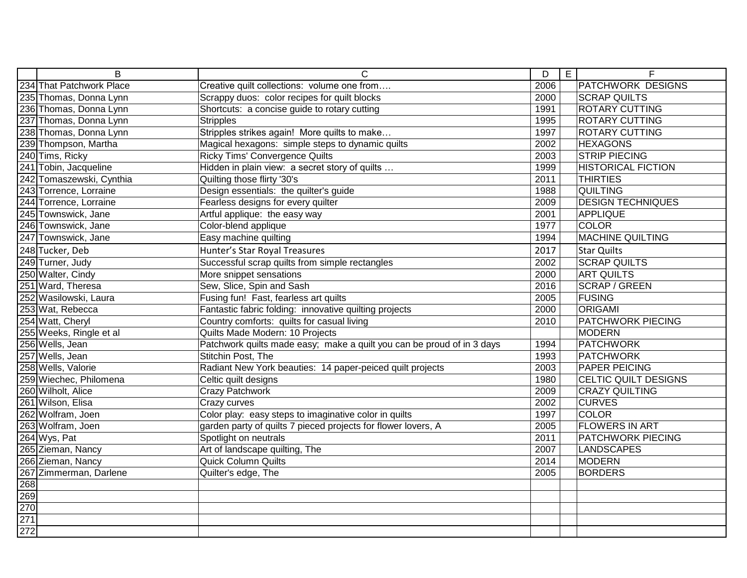| | B | C | D | E | F |
|---|---|---|---|---|---|
| 234 | That Patchwork Place | Creative quilt collections: volume one from…. | 2006 | | PATCHWORK DESIGNS |
| 235 | Thomas, Donna Lynn | Scrappy duos: color recipes for quilt blocks | 2000 | | SCRAP QUILTS |
| 236 | Thomas, Donna Lynn | Shortcuts: a concise guide to rotary cutting | 1991 | | ROTARY CUTTING |
| 237 | Thomas, Donna Lynn | Stripples | 1995 | | ROTARY CUTTING |
| 238 | Thomas, Donna Lynn | Stripples strikes again! More quilts to make… | 1997 | | ROTARY CUTTING |
| 239 | Thompson, Martha | Magical hexagons: simple steps to dynamic quilts | 2002 | | HEXAGONS |
| 240 | Tims, Ricky | Ricky Tims' Convergence Quilts | 2003 | | STRIP PIECING |
| 241 | Tobin, Jacqueline | Hidden in plain view: a secret story of quilts … | 1999 | | HISTORICAL FICTION |
| 242 | Tomaszewski, Cynthia | Quilting those flirty '30's | 2011 | | THIRTIES |
| 243 | Torrence, Lorraine | Design essentials: the quilter's guide | 1988 | | QUILTING |
| 244 | Torrence, Lorraine | Fearless designs for every quilter | 2009 | | DESIGN TECHNIQUES |
| 245 | Townswick, Jane | Artful applique: the easy way | 2001 | | APPLIQUE |
| 246 | Townswick, Jane | Color-blend applique | 1977 | | COLOR |
| 247 | Townswick, Jane | Easy machine quilting | 1994 | | MACHINE QUILTING |
| 248 | Tucker, Deb | Hunter's Star Royal Treasures | 2017 | | Star Quilts |
| 249 | Turner, Judy | Successful scrap quilts from simple rectangles | 2002 | | SCRAP QUILTS |
| 250 | Walter, Cindy | More snippet sensations | 2000 | | ART QUILTS |
| 251 | Ward, Theresa | Sew, Slice, Spin and Sash | 2016 | | SCRAP / GREEN |
| 252 | Wasilowski, Laura | Fusing fun! Fast, fearless art quilts | 2005 | | FUSING |
| 253 | Wat, Rebecca | Fantastic fabric folding: innovative quilting projects | 2000 | | ORIGAMI |
| 254 | Watt, Cheryl | Country comforts: quilts for casual living | 2010 | | PATCHWORK PIECING |
| 255 | Weeks, Ringle et al | Quilts Made Modern: 10 Projects | | | MODERN |
| 256 | Wells, Jean | Patchwork quilts made easy; make a quilt you can be proud of in 3 days | 1994 | | PATCHWORK |
| 257 | Wells, Jean | Stitchin Post, The | 1993 | | PATCHWORK |
| 258 | Wells, Valorie | Radiant New York beauties: 14 paper-peiced quilt projects | 2003 | | PAPER PEICING |
| 259 | Wiechec, Philomena | Celtic quilt designs | 1980 | | CELTIC QUILT DESIGNS |
| 260 | Wilholt, Alice | Crazy Patchwork | 2009 | | CRAZY QUILTING |
| 261 | Wilson, Elisa | Crazy curves | 2002 | | CURVES |
| 262 | Wolfram, Joen | Color play: easy steps to imaginative color in quilts | 1997 | | COLOR |
| 263 | Wolfram, Joen | garden party of quilts 7 pieced projects for flower lovers, A | 2005 | | FLOWERS IN ART |
| 264 | Wys, Pat | Spotlight on neutrals | 2011 | | PATCHWORK PIECING |
| 265 | Zieman, Nancy | Art of landscape quilting, The | 2007 | | LANDSCAPES |
| 266 | Zieman, Nancy | Quick Column Quilts | 2014 | | MODERN |
| 267 | Zimmerman, Darlene | Quilter's edge, The | 2005 | | BORDERS |
| 268 | | | | | |
| 269 | | | | | |
| 270 | | | | | |
| 271 | | | | | |
| 272 | | | | | |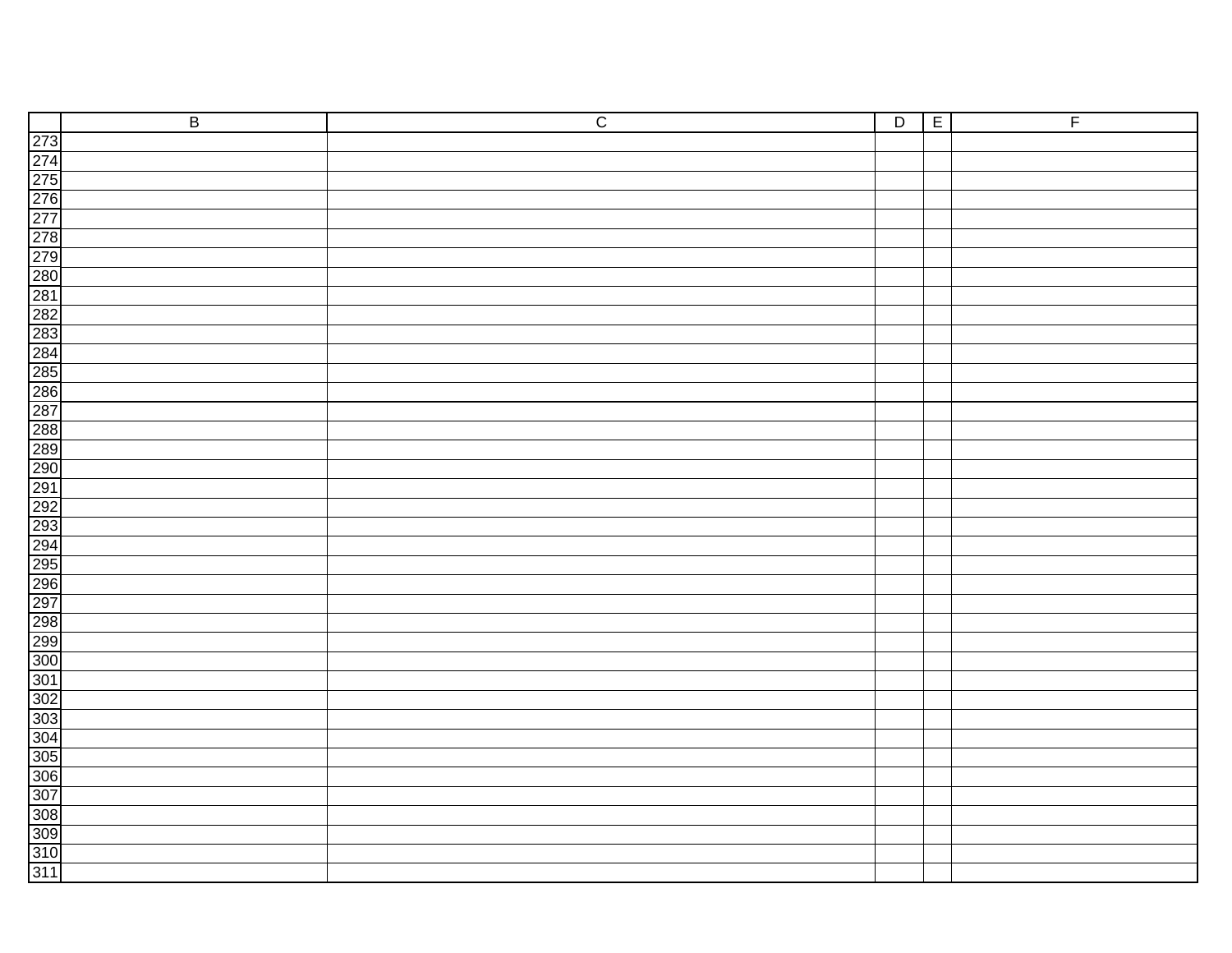| | B | C | D | E | F |
|---|---|---|---|---|---|
| 273 | | | | | |
| 274 | | | | | |
| 275 | | | | | |
| 276 | | | | | |
| 277 | | | | | |
| 278 | | | | | |
| 279 | | | | | |
| 280 | | | | | |
| 281 | | | | | |
| 282 | | | | | |
| 283 | | | | | |
| 284 | | | | | |
| 285 | | | | | |
| 286 | | | | | |
| 287 | | | | | |
| 288 | | | | | |
| 289 | | | | | |
| 290 | | | | | |
| 291 | | | | | |
| 292 | | | | | |
| 293 | | | | | |
| 294 | | | | | |
| 295 | | | | | |
| 296 | | | | | |
| 297 | | | | | |
| 298 | | | | | |
| 299 | | | | | |
| 300 | | | | | |
| 301 | | | | | |
| 302 | | | | | |
| 303 | | | | | |
| 304 | | | | | |
| 305 | | | | | |
| 306 | | | | | |
| 307 | | | | | |
| 308 | | | | | |
| 309 | | | | | |
| 310 | | | | | |
| 311 | | | | | |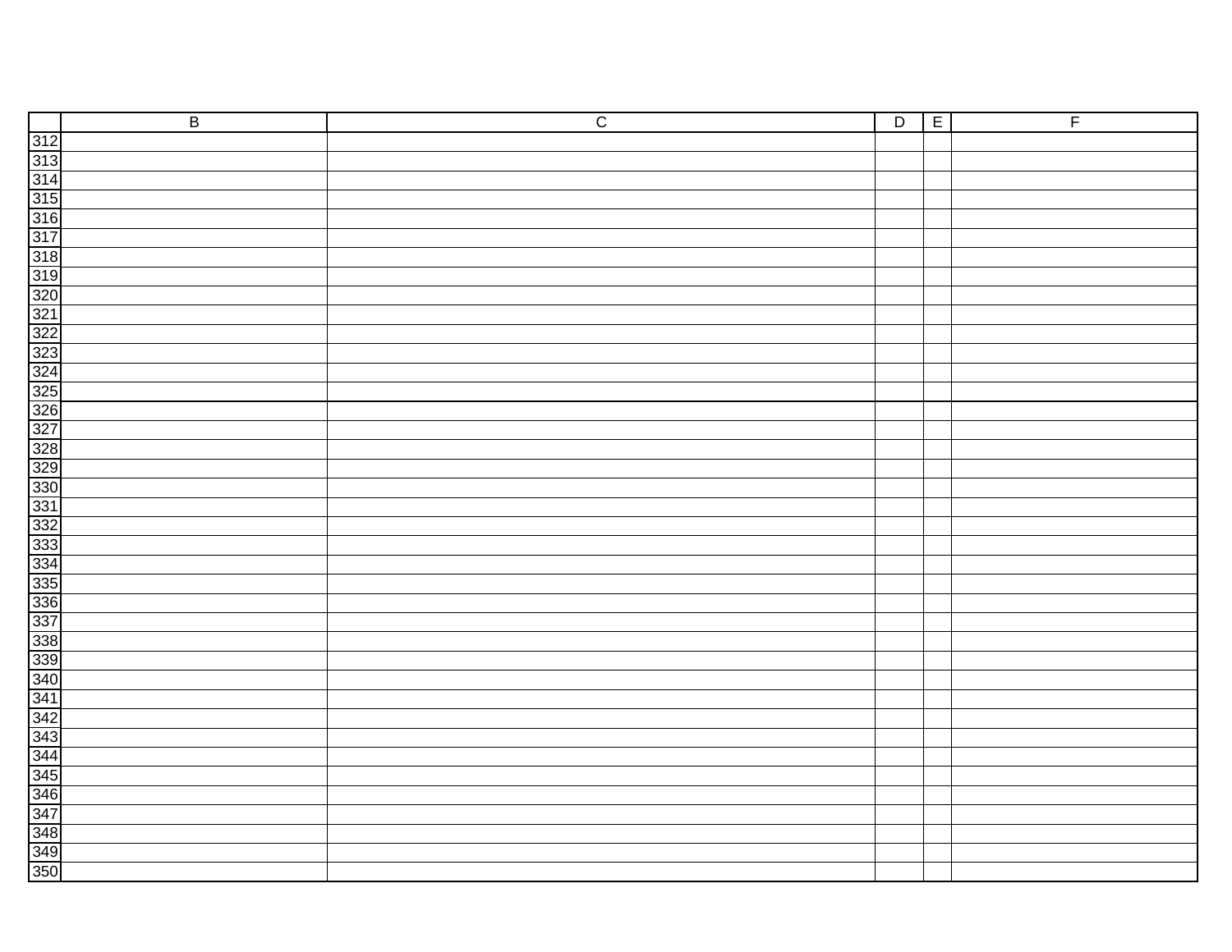| | B | C | D | E | F |
|---|---|---|---|---|---|
| 312 | | | | | |
| 313 | | | | | |
| 314 | | | | | |
| 315 | | | | | |
| 316 | | | | | |
| 317 | | | | | |
| 318 | | | | | |
| 319 | | | | | |
| 320 | | | | | |
| 321 | | | | | |
| 322 | | | | | |
| 323 | | | | | |
| 324 | | | | | |
| 325 | | | | | |
| 326 | | | | | |
| 327 | | | | | |
| 328 | | | | | |
| 329 | | | | | |
| 330 | | | | | |
| 331 | | | | | |
| 332 | | | | | |
| 333 | | | | | |
| 334 | | | | | |
| 335 | | | | | |
| 336 | | | | | |
| 337 | | | | | |
| 338 | | | | | |
| 339 | | | | | |
| 340 | | | | | |
| 341 | | | | | |
| 342 | | | | | |
| 343 | | | | | |
| 344 | | | | | |
| 345 | | | | | |
| 346 | | | | | |
| 347 | | | | | |
| 348 | | | | | |
| 349 | | | | | |
| 350 | | | | | |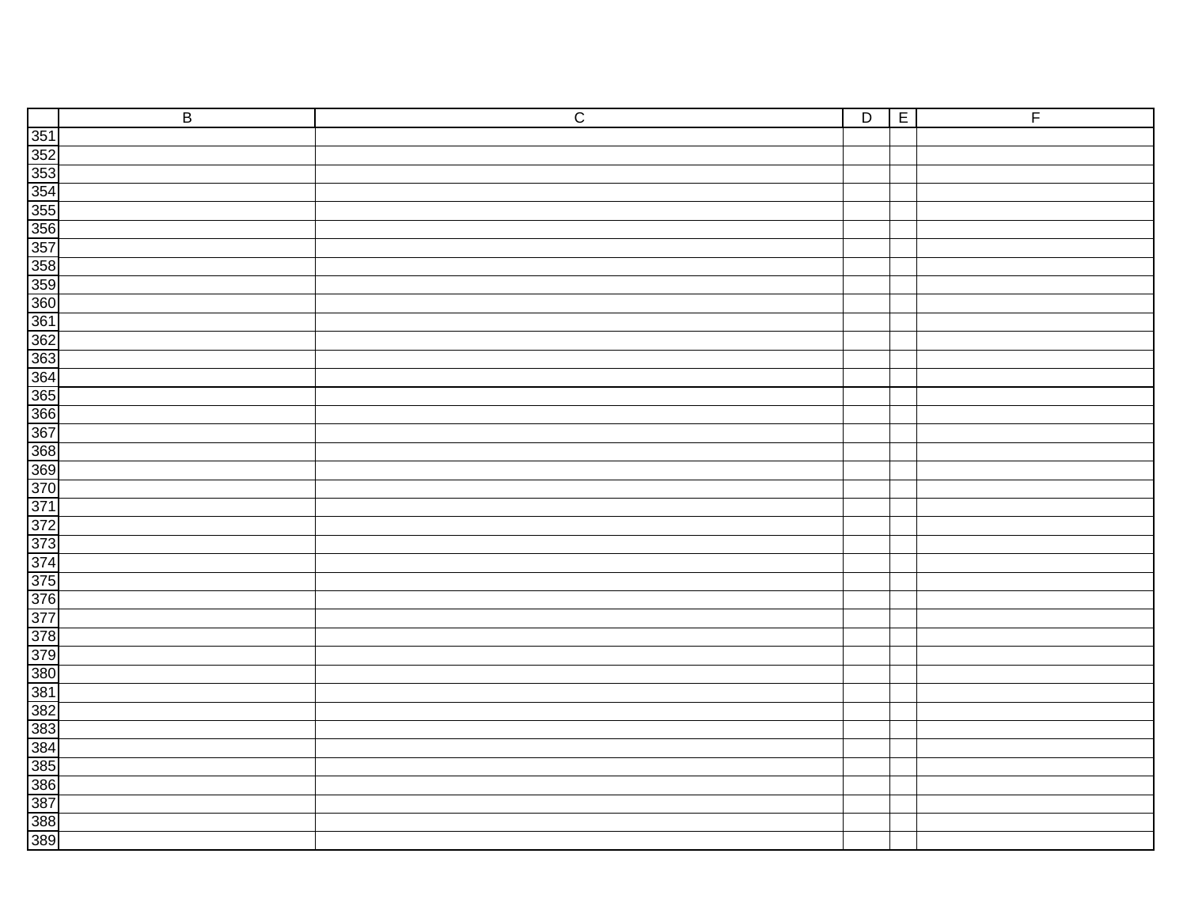| | B | C | D | E | F |
|---|---|---|---|---|---|
| 351 | | | | | |
| 352 | | | | | |
| 353 | | | | | |
| 354 | | | | | |
| 355 | | | | | |
| 356 | | | | | |
| 357 | | | | | |
| 358 | | | | | |
| 359 | | | | | |
| 360 | | | | | |
| 361 | | | | | |
| 362 | | | | | |
| 363 | | | | | |
| 364 | | | | | |
| 365 | | | | | |
| 366 | | | | | |
| 367 | | | | | |
| 368 | | | | | |
| 369 | | | | | |
| 370 | | | | | |
| 371 | | | | | |
| 372 | | | | | |
| 373 | | | | | |
| 374 | | | | | |
| 375 | | | | | |
| 376 | | | | | |
| 377 | | | | | |
| 378 | | | | | |
| 379 | | | | | |
| 380 | | | | | |
| 381 | | | | | |
| 382 | | | | | |
| 383 | | | | | |
| 384 | | | | | |
| 385 | | | | | |
| 386 | | | | | |
| 387 | | | | | |
| 388 | | | | | |
| 389 | | | | | |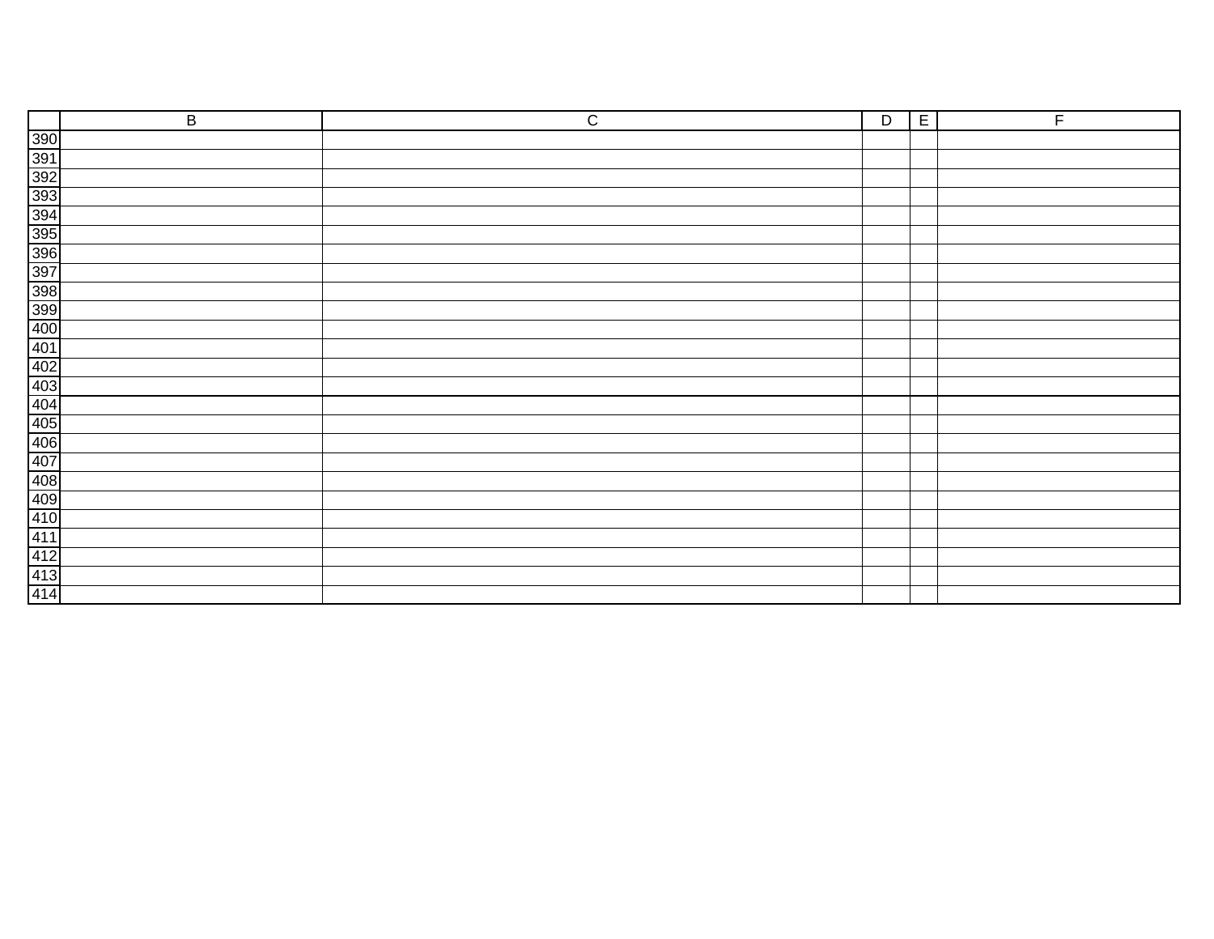| | B | C | D | E | F |
|---|---|---|---|---|---|
| 390 | | | | | |
| 391 | | | | | |
| 392 | | | | | |
| 393 | | | | | |
| 394 | | | | | |
| 395 | | | | | |
| 396 | | | | | |
| 397 | | | | | |
| 398 | | | | | |
| 399 | | | | | |
| 400 | | | | | |
| 401 | | | | | |
| 402 | | | | | |
| 403 | | | | | |
| 404 | | | | | |
| 405 | | | | | |
| 406 | | | | | |
| 407 | | | | | |
| 408 | | | | | |
| 409 | | | | | |
| 410 | | | | | |
| 411 | | | | | |
| 412 | | | | | |
| 413 | | | | | |
| 414 | | | | | |